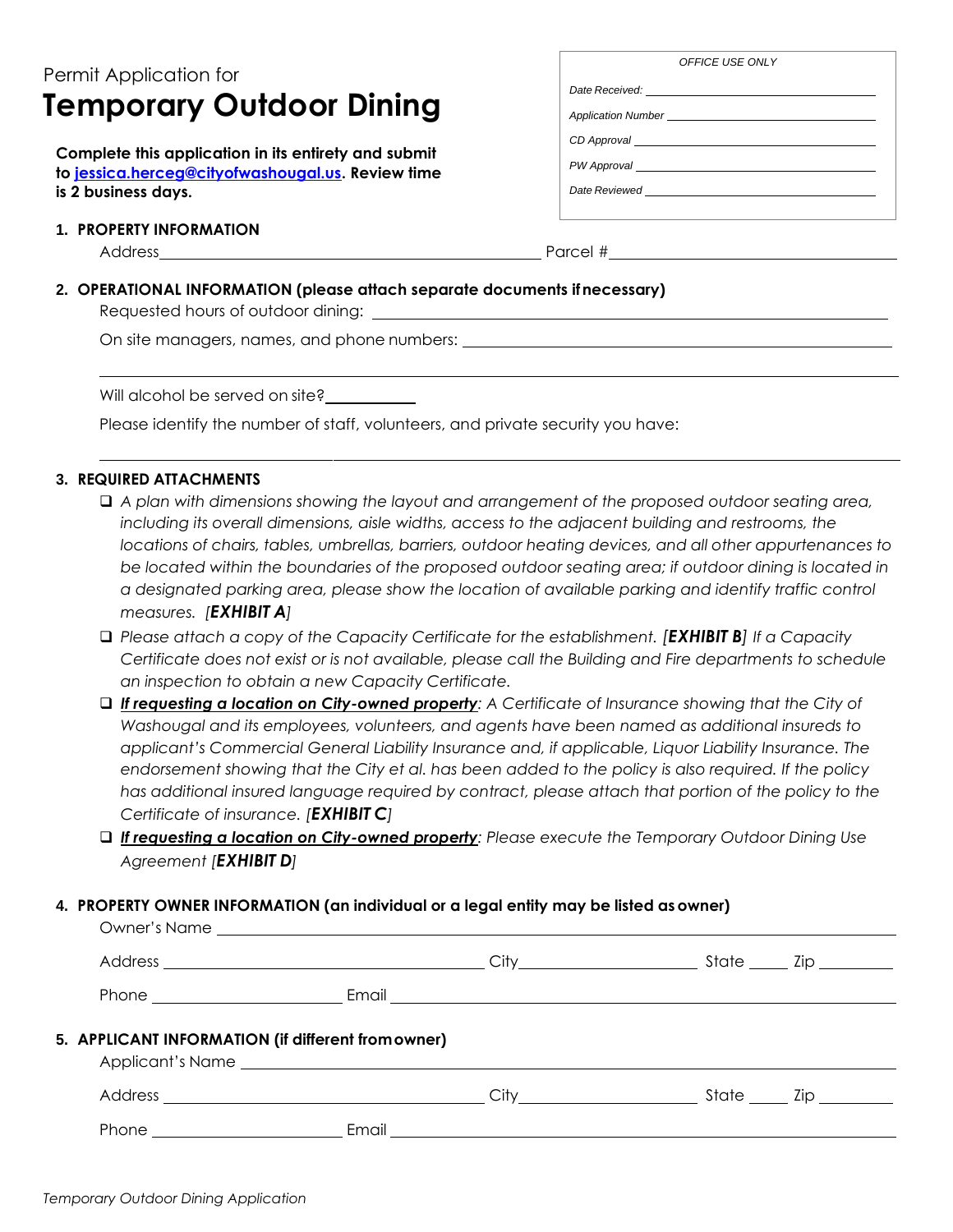Permit Application for

# Temporary Outdoor Dining

**Complete this application in its entirety and submit to [jessica.herceg@cityofwashougal.us](mailto:jessica.herceg@cityofwashougal.us). Review time is 2 business days.**

*OFFICE USE ONLY*

*Date Received:* \_\_\_\_\_\_\_\_\_\_\_\_\_\_\_\_\_\_\_\_

*Application Number* \_\_\_\_\_\_\_\_\_\_\_\_\_\_\_\_\_\_\_\_

*CD Approval* \_\_\_\_\_\_\_\_\_\_\_\_\_\_\_\_\_\_\_\_

*PW Approval* \_\_\_\_\_\_\_\_\_\_\_\_\_\_\_\_\_\_\_\_

*Date Reviewed* \_\_\_\_\_\_\_\_\_\_\_\_\_\_\_\_\_\_\_\_

**1. PROPERTY INFORMATION**

Address \_\_\_\_\_\_\_\_\_\_\_\_\_\_\_\_\_\_\_\_\_\_\_\_\_\_\_\_\_\_\_\_\_\_\_\_ Parcel # \_\_\_\_\_\_\_\_\_\_\_\_\_\_\_\_\_\_\_\_\_\_\_\_

**2. OPERATIONAL INFORMATION (please attach separate documents if necessary)**

Requested hours of outdoor dining: \_\_\_\_\_\_\_\_\_\_\_\_\_\_\_\_\_\_\_\_\_\_\_\_\_\_\_\_\_\_\_\_\_\_\_\_

On site managers, names, and phone numbers: \_\_\_\_\_\_\_\_\_\_\_\_\_\_\_\_\_\_\_\_\_\_\_\_\_\_\_\_\_\_\_\_\_\_\_\_

\_\_\_\_\_\_\_\_\_\_\_\_\_\_\_\_\_\_\_\_\_\_\_\_\_\_\_\_\_\_\_\_\_\_\_\_\_\_\_\_\_\_\_\_\_\_\_\_\_\_\_\_\_\_\_\_\_\_\_\_\_\_\_\_\_\_\_\_\_\_

Will alcohol be served on site? \_\_\_\_\_\_\_\_\_\_

Please identify the number of staff, volunteers, and private security you have:

\_\_\_\_\_\_\_\_\_\_\_\_\_\_\_\_\_\_\_\_\_\_\_\_\_\_\_\_\_\_\_\_\_\_\_\_\_\_\_\_\_\_\_\_\_\_\_\_\_\_\_\_\_\_\_\_\_\_\_\_\_\_\_\_\_\_\_\_\_\_

**3. REQUIRED ATTACHMENTS**

- ☐ *A plan with dimensions showing the layout and arrangement of the proposed outdoor seating area, including its overall dimensions, aisle widths, access to the adjacent building and restrooms, the locations of chairs, tables, umbrellas, barriers, outdoor heating devices, and all other appurtenances to be located within the boundaries of the proposed outdoor seating area; if outdoor dining is located in a designated parking area, please show the location of available parking and identify traffic control measures. [**EXHIBIT A**]*
- ☐ *Please attach a copy of the Capacity Certificate for the establishment. [**EXHIBIT B**] If a Capacity Certificate does not exist or is not available, please call the Building and Fire departments to schedule an inspection to obtain a new Capacity Certificate.*
- ☐ ***If requesting a location on City-owned property**: A Certificate of Insurance showing that the City of Washougal and its employees, volunteers, and agents have been named as additional insureds to applicant's Commercial General Liability Insurance and, if applicable, Liquor Liability Insurance. The endorsement showing that the City et al. has been added to the policy is also required. If the policy has additional insured language required by contract, please attach that portion of the policy to the Certificate of insurance. [**EXHIBIT C**]*
- ☐ ***If requesting a location on City-owned property**: Please execute the Temporary Outdoor Dining Use Agreement [**EXHIBIT D**]*

**4. PROPERTY OWNER INFORMATION (an individual or a legal entity may be listed as owner)**

Owner's Name \_\_\_\_\_\_\_\_\_\_\_\_\_\_\_\_\_\_\_\_\_\_\_\_\_\_\_\_\_\_\_\_\_\_\_\_\_\_\_\_\_\_\_\_

Address \_\_\_\_\_\_\_\_\_\_\_\_\_\_\_\_\_\_\_\_\_\_\_\_ City \_\_\_\_\_\_\_\_\_\_\_\_ State \_\_\_\_ Zip \_\_\_\_\_\_

Phone \_\_\_\_\_\_\_\_\_\_\_\_\_\_\_\_ Email \_\_\_\_\_\_\_\_\_\_\_\_\_\_\_\_\_\_\_\_\_\_\_\_\_\_\_\_\_\_\_\_

**5. APPLICANT INFORMATION (if different from owner)**

Applicant's Name \_\_\_\_\_\_\_\_\_\_\_\_\_\_\_\_\_\_\_\_\_\_\_\_\_\_\_\_\_\_\_\_\_\_\_\_\_\_\_\_\_\_\_\_

Address \_\_\_\_\_\_\_\_\_\_\_\_\_\_\_\_\_\_\_\_\_\_\_\_ City \_\_\_\_\_\_\_\_\_\_\_\_ State \_\_\_\_ Zip \_\_\_\_\_\_

Phone \_\_\_\_\_\_\_\_\_\_\_\_\_\_\_\_ Email \_\_\_\_\_\_\_\_\_\_\_\_\_\_\_\_\_\_\_\_\_\_\_\_\_\_\_\_\_\_\_\_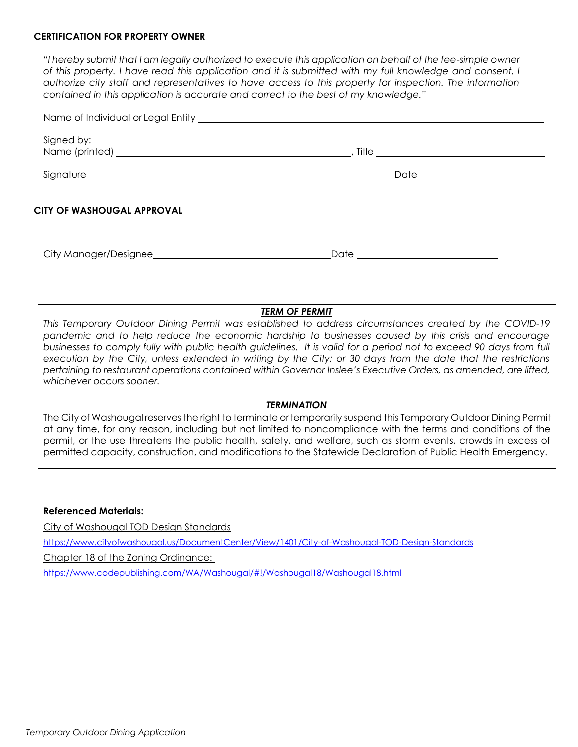**CERTIFICATION FOR PROPERTY OWNER**

*"I hereby submit that I am legally authorized to execute this application on behalf of the fee-simple owner of this property. I have read this application and it is submitted with my full knowledge and consent. I authorize city staff and representatives to have access to this property for inspection. The information contained in this application is accurate and correct to the best of my knowledge."*

Name of Individual or Legal Entity ____________________________________________

Signed by:
Name (printed) ________________________________, Title ________________________

Signature ____________________________________________ Date ____________________

**CITY OF WASHOUGAL APPROVAL**

City Manager/Designee __________________________ Date ____________________

***TERM OF PERMIT***

*This Temporary Outdoor Dining Permit was established to address circumstances created by the COVID-19 pandemic and to help reduce the economic hardship to businesses caused by this crisis and encourage businesses to comply fully with public health guidelines. It is valid for a period not to exceed 90 days from full execution by the City, unless extended in writing by the City; or 30 days from the date that the restrictions pertaining to restaurant operations contained within Governor Inslee's Executive Orders, as amended, are lifted, whichever occurs sooner.*

***TERMINATION***

The City of Washougal reserves the right to terminate or temporarily suspend this Temporary Outdoor Dining Permit at any time, for any reason, including but not limited to noncompliance with the terms and conditions of the permit, or the use threatens the public health, safety, and welfare, such as storm events, crowds in excess of permitted capacity, construction, and modifications to the Statewide Declaration of Public Health Emergency.

**Referenced Materials:**

City of Washougal TOD Design Standards

https://www.cityofwashougal.us/DocumentCenter/View/1401/City-of-Washougal-TOD-Design-Standards

Chapter 18 of the Zoning Ordinance:

https://www.codepublishing.com/WA/Washougal/#!/Washougal18/Washougal18.html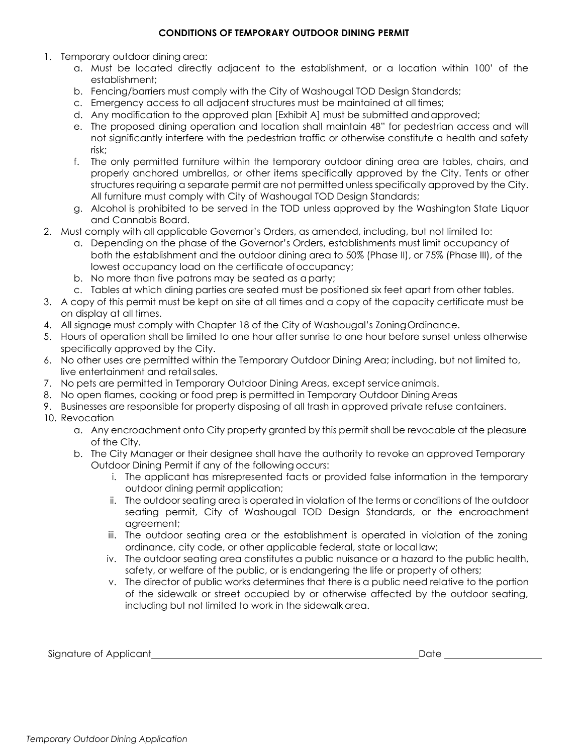**CONDITIONS OF TEMPORARY OUTDOOR DINING PERMIT**

1. Temporary outdoor dining area:
   a. Must be located directly adjacent to the establishment, or a location within 100' of the establishment;
   b. Fencing/barriers must comply with the City of Washougal TOD Design Standards;
   c. Emergency access to all adjacent structures must be maintained at all times;
   d. Any modification to the approved plan [Exhibit A] must be submitted and approved;
   e. The proposed dining operation and location shall maintain 48" for pedestrian access and will not significantly interfere with the pedestrian traffic or otherwise constitute a health and safety risk;
   f. The only permitted furniture within the temporary outdoor dining area are tables, chairs, and properly anchored umbrellas, or other items specifically approved by the City. Tents or other structures requiring a separate permit are not permitted unless specifically approved by the City. All furniture must comply with City of Washougal TOD Design Standards;
   g. Alcohol is prohibited to be served in the TOD unless approved by the Washington State Liquor and Cannabis Board.
2. Must comply with all applicable Governor's Orders, as amended, including, but not limited to:
   a. Depending on the phase of the Governor's Orders, establishments must limit occupancy of both the establishment and the outdoor dining area to 50% (Phase II), or 75% (Phase III), of the lowest occupancy load on the certificate of occupancy;
   b. No more than five patrons may be seated as a party;
   c. Tables at which dining parties are seated must be positioned six feet apart from other tables.
3. A copy of this permit must be kept on site at all times and a copy of the capacity certificate must be on display at all times.
4. All signage must comply with Chapter 18 of the City of Washougal's Zoning Ordinance.
5. Hours of operation shall be limited to one hour after sunrise to one hour before sunset unless otherwise specifically approved by the City.
6. No other uses are permitted within the Temporary Outdoor Dining Area; including, but not limited to, live entertainment and retail sales.
7. No pets are permitted in Temporary Outdoor Dining Areas, except service animals.
8. No open flames, cooking or food prep is permitted in Temporary Outdoor Dining Areas
9. Businesses are responsible for property disposing of all trash in approved private refuse containers.
10. Revocation
    a. Any encroachment onto City property granted by this permit shall be revocable at the pleasure of the City.
    b. The City Manager or their designee shall have the authority to revoke an approved Temporary Outdoor Dining Permit if any of the following occurs:
       i. The applicant has misrepresented facts or provided false information in the temporary outdoor dining permit application;
       ii. The outdoor seating area is operated in violation of the terms or conditions of the outdoor seating permit, City of Washougal TOD Design Standards, or the encroachment agreement;
       iii. The outdoor seating area or the establishment is operated in violation of the zoning ordinance, city code, or other applicable federal, state or local law;
       iv. The outdoor seating area constitutes a public nuisance or a hazard to the public health, safety, or welfare of the public, or is endangering the life or property of others;
       v. The director of public works determines that there is a public need relative to the portion of the sidewalk or street occupied by or otherwise affected by the outdoor seating, including but not limited to work in the sidewalk area.

Signature of Applicant\_\_\_\_\_\_\_\_\_\_\_\_\_\_\_\_\_\_\_\_\_\_\_\_\_\_\_\_\_\_\_\_\_\_\_\_\_\_\_\_ Date \_\_\_\_\_\_\_\_\_\_\_\_\_\_\_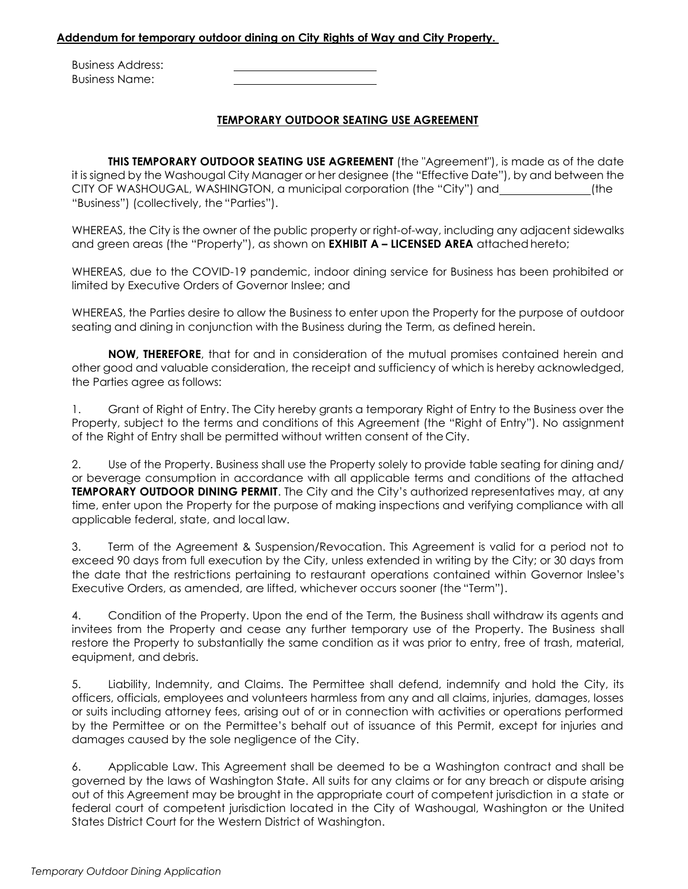**Addendum for temporary outdoor dining on City Rights of Way and City Property.**

Business Address: ______________________
Business Name: ______________________

**TEMPORARY OUTDOOR SEATING USE AGREEMENT**

**THIS TEMPORARY OUTDOOR SEATING USE AGREEMENT** (the "Agreement"), is made as of the date it is signed by the Washougal City Manager or her designee (the "Effective Date"), by and between the CITY OF WASHOUGAL, WASHINGTON, a municipal corporation (the "City") and ______________ (the "Business") (collectively, the "Parties").

WHEREAS, the City is the owner of the public property or right-of-way, including any adjacent sidewalks and green areas (the "Property"), as shown on **EXHIBIT A – LICENSED AREA** attached hereto;

WHEREAS, due to the COVID-19 pandemic, indoor dining service for Business has been prohibited or limited by Executive Orders of Governor Inslee; and

WHEREAS, the Parties desire to allow the Business to enter upon the Property for the purpose of outdoor seating and dining in conjunction with the Business during the Term, as defined herein.

**NOW, THEREFORE**, that for and in consideration of the mutual promises contained herein and other good and valuable consideration, the receipt and sufficiency of which is hereby acknowledged, the Parties agree as follows:

1. Grant of Right of Entry. The City hereby grants a temporary Right of Entry to the Business over the Property, subject to the terms and conditions of this Agreement (the "Right of Entry"). No assignment of the Right of Entry shall be permitted without written consent of the City.

2. Use of the Property. Business shall use the Property solely to provide table seating for dining and/ or beverage consumption in accordance with all applicable terms and conditions of the attached **TEMPORARY OUTDOOR DINING PERMIT**. The City and the City's authorized representatives may, at any time, enter upon the Property for the purpose of making inspections and verifying compliance with all applicable federal, state, and local law.

3. Term of the Agreement & Suspension/Revocation. This Agreement is valid for a period not to exceed 90 days from full execution by the City, unless extended in writing by the City; or 30 days from the date that the restrictions pertaining to restaurant operations contained within Governor Inslee's Executive Orders, as amended, are lifted, whichever occurs sooner (the "Term").

4. Condition of the Property. Upon the end of the Term, the Business shall withdraw its agents and invitees from the Property and cease any further temporary use of the Property. The Business shall restore the Property to substantially the same condition as it was prior to entry, free of trash, material, equipment, and debris.

5. Liability, Indemnity, and Claims. The Permittee shall defend, indemnify and hold the City, its officers, officials, employees and volunteers harmless from any and all claims, injuries, damages, losses or suits including attorney fees, arising out of or in connection with activities or operations performed by the Permittee or on the Permittee's behalf out of issuance of this Permit, except for injuries and damages caused by the sole negligence of the City.

6. Applicable Law. This Agreement shall be deemed to be a Washington contract and shall be governed by the laws of Washington State. All suits for any claims or for any breach or dispute arising out of this Agreement may be brought in the appropriate court of competent jurisdiction in a state or federal court of competent jurisdiction located in the City of Washougal, Washington or the United States District Court for the Western District of Washington.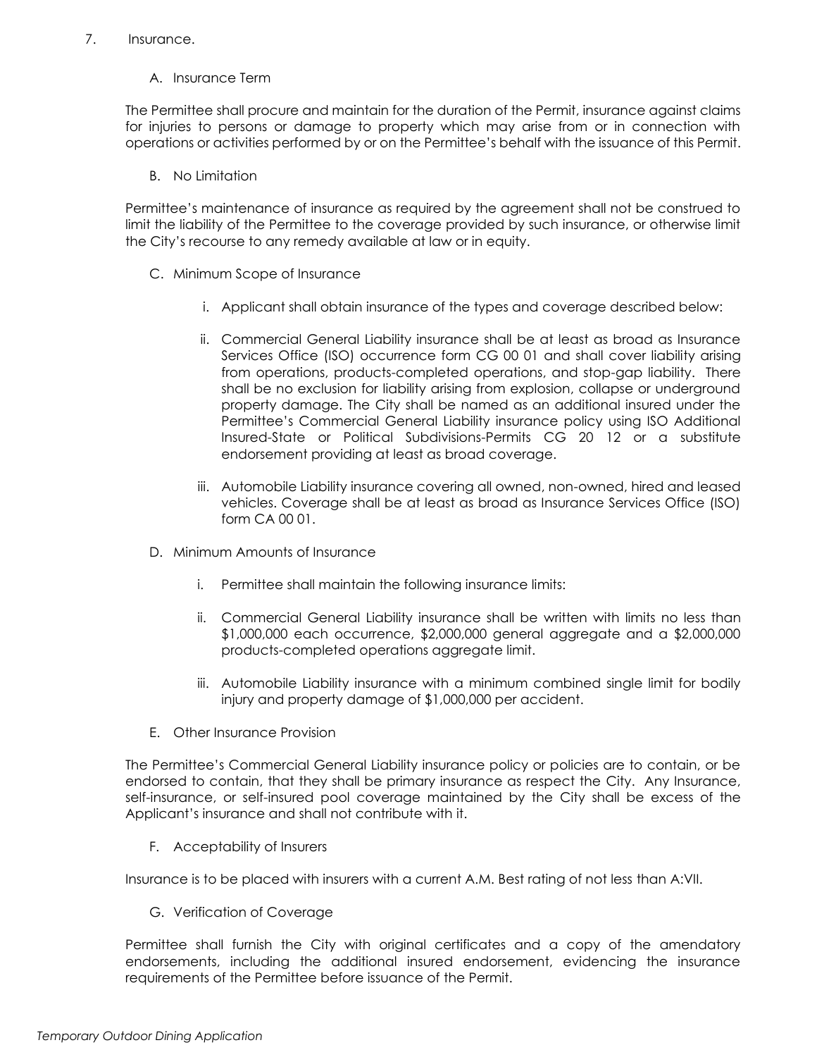7. Insurance.

   A. Insurance Term

The Permittee shall procure and maintain for the duration of the Permit, insurance against claims for injuries to persons or damage to property which may arise from or in connection with operations or activities performed by or on the Permittee's behalf with the issuance of this Permit.

   B. No Limitation

Permittee's maintenance of insurance as required by the agreement shall not be construed to limit the liability of the Permittee to the coverage provided by such insurance, or otherwise limit the City's recourse to any remedy available at law or in equity.

   C. Minimum Scope of Insurance

      i. Applicant shall obtain insurance of the types and coverage described below:

      ii. Commercial General Liability insurance shall be at least as broad as Insurance Services Office (ISO) occurrence form CG 00 01 and shall cover liability arising from operations, products-completed operations, and stop-gap liability. There shall be no exclusion for liability arising from explosion, collapse or underground property damage. The City shall be named as an additional insured under the Permittee's Commercial General Liability insurance policy using ISO Additional Insured-State or Political Subdivisions-Permits CG 20 12 or a substitute endorsement providing at least as broad coverage.

      iii. Automobile Liability insurance covering all owned, non-owned, hired and leased vehicles. Coverage shall be at least as broad as Insurance Services Office (ISO) form CA 00 01.

   D. Minimum Amounts of Insurance

      i. Permittee shall maintain the following insurance limits:

      ii. Commercial General Liability insurance shall be written with limits no less than $1,000,000 each occurrence, $2,000,000 general aggregate and a $2,000,000 products-completed operations aggregate limit.

      iii. Automobile Liability insurance with a minimum combined single limit for bodily injury and property damage of $1,000,000 per accident.

   E. Other Insurance Provision

The Permittee's Commercial General Liability insurance policy or policies are to contain, or be endorsed to contain, that they shall be primary insurance as respect the City. Any Insurance, self-insurance, or self-insured pool coverage maintained by the City shall be excess of the Applicant's insurance and shall not contribute with it.

   F. Acceptability of Insurers

Insurance is to be placed with insurers with a current A.M. Best rating of not less than A:VII.

   G. Verification of Coverage

Permittee shall furnish the City with original certificates and a copy of the amendatory endorsements, including the additional insured endorsement, evidencing the insurance requirements of the Permittee before issuance of the Permit.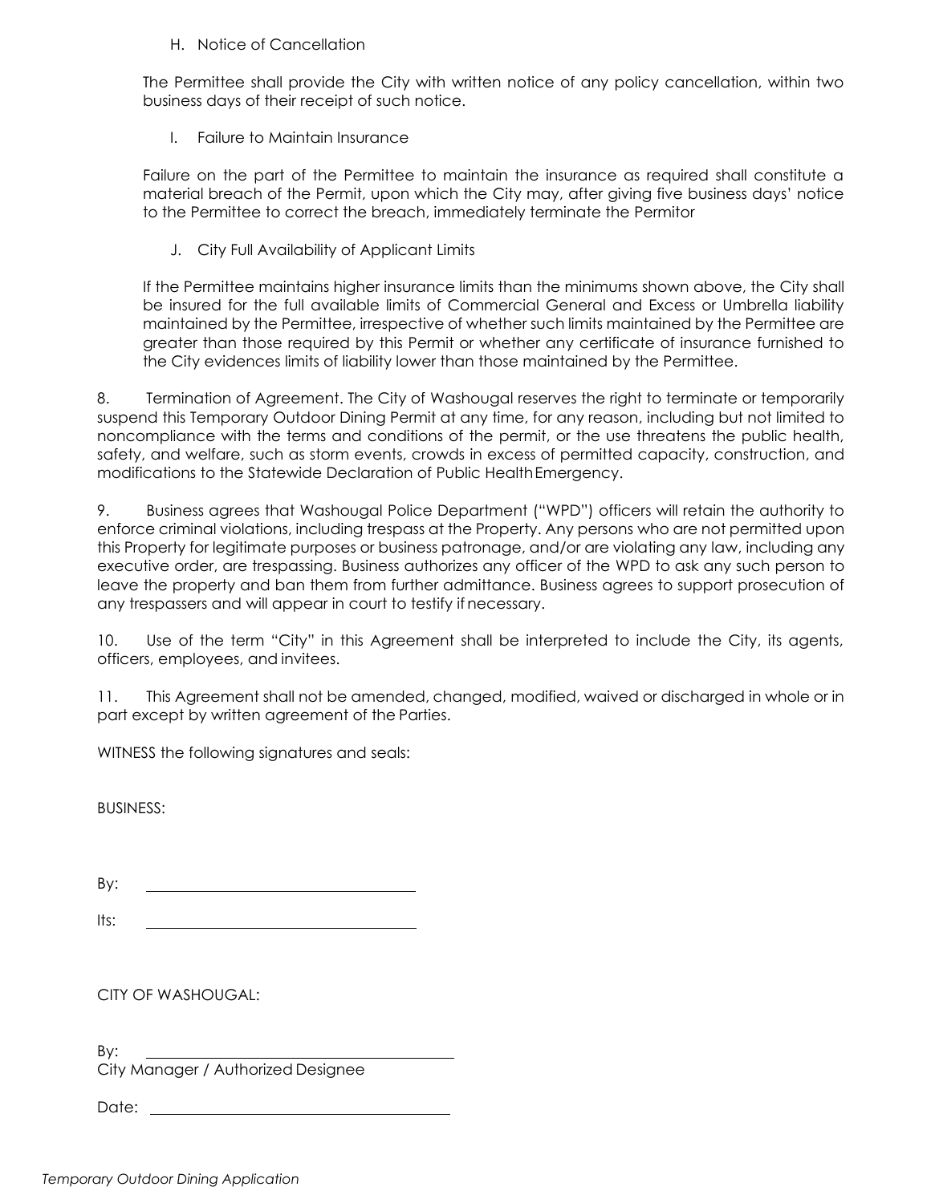H. Notice of Cancellation

The Permittee shall provide the City with written notice of any policy cancellation, within two business days of their receipt of such notice.

I. Failure to Maintain Insurance

Failure on the part of the Permittee to maintain the insurance as required shall constitute a material breach of the Permit, upon which the City may, after giving five business days' notice to the Permittee to correct the breach, immediately terminate the Permitor

J. City Full Availability of Applicant Limits

If the Permittee maintains higher insurance limits than the minimums shown above, the City shall be insured for the full available limits of Commercial General and Excess or Umbrella liability maintained by the Permittee, irrespective of whether such limits maintained by the Permittee are greater than those required by this Permit or whether any certificate of insurance furnished to the City evidences limits of liability lower than those maintained by the Permittee.

8. Termination of Agreement. The City of Washougal reserves the right to terminate or temporarily suspend this Temporary Outdoor Dining Permit at any time, for any reason, including but not limited to noncompliance with the terms and conditions of the permit, or the use threatens the public health, safety, and welfare, such as storm events, crowds in excess of permitted capacity, construction, and modifications to the Statewide Declaration of Public Health Emergency.

9. Business agrees that Washougal Police Department ("WPD") officers will retain the authority to enforce criminal violations, including trespass at the Property. Any persons who are not permitted upon this Property for legitimate purposes or business patronage, and/or are violating any law, including any executive order, are trespassing. Business authorizes any officer of the WPD to ask any such person to leave the property and ban them from further admittance. Business agrees to support prosecution of any trespassers and will appear in court to testify if necessary.

10. Use of the term "City" in this Agreement shall be interpreted to include the City, its agents, officers, employees, and invitees.

11. This Agreement shall not be amended, changed, modified, waived or discharged in whole or in part except by written agreement of the Parties.

WITNESS the following signatures and seals:

BUSINESS:

By: ______________________________

Its: ______________________________

CITY OF WASHOUGAL:

By: ______________________________
City Manager / Authorized Designee

Date: ______________________________